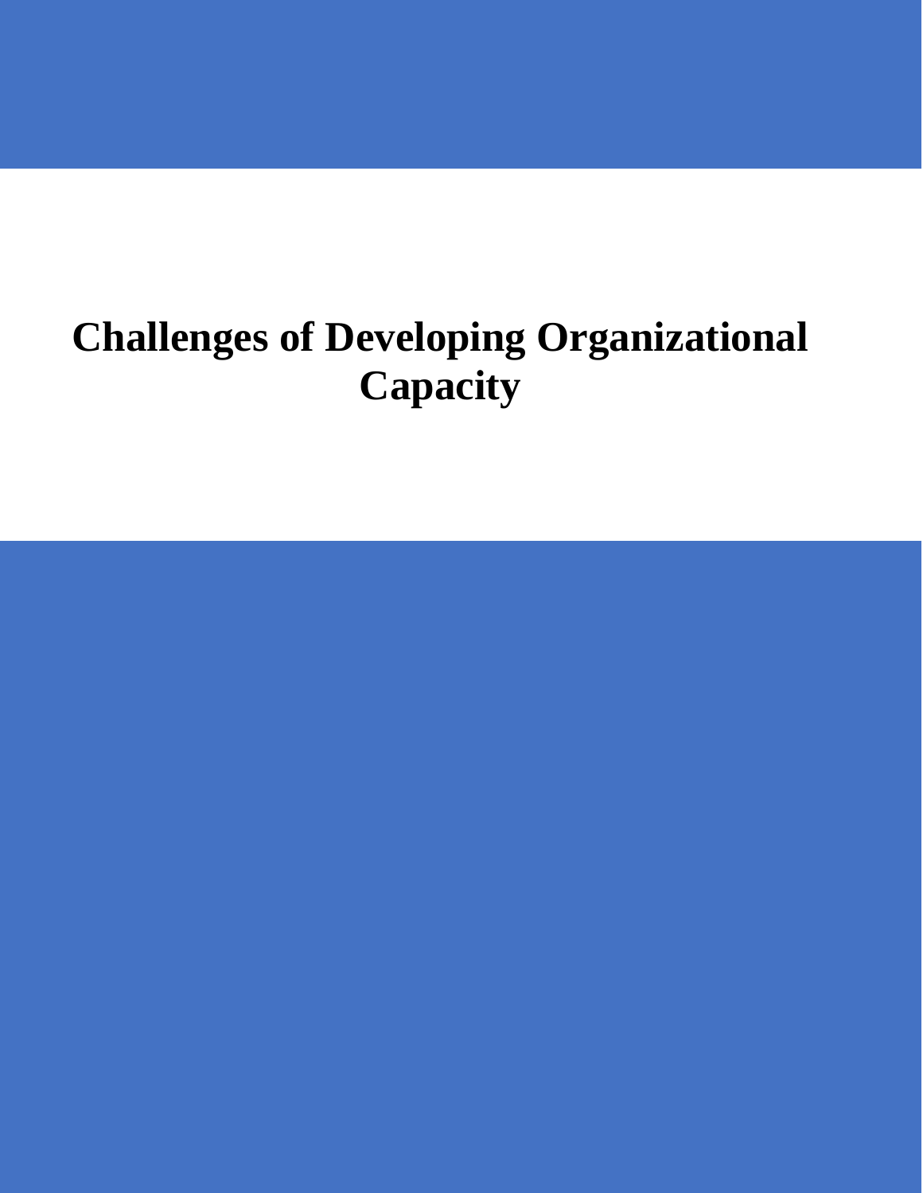# Challenges of Developing Organizational Capacity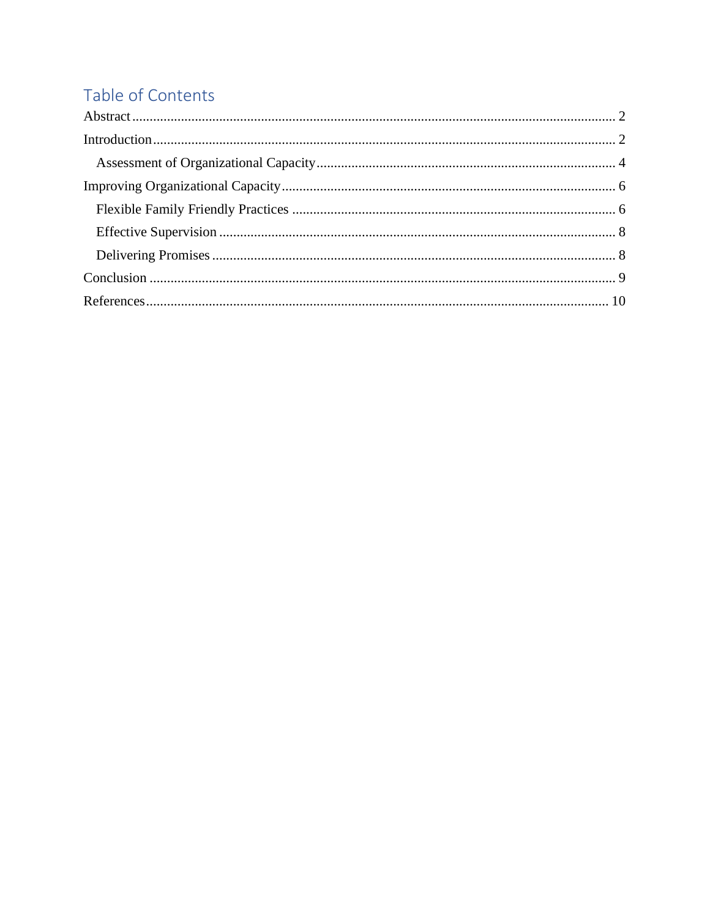# Table of Contents

Abstract ........................................................................................................................................ 2

Introduction .................................................................................................................................. 2

  Assessment of Organizational Capacity ..................................................................................... 4

Improving Organizational Capacity ............................................................................................... 6

  Flexible Family Friendly Practices ............................................................................................ 6

  Effective Supervision ................................................................................................................ 8

  Delivering Promises ................................................................................................................... 8

Conclusion .................................................................................................................................... 9

References .................................................................................................................................. 10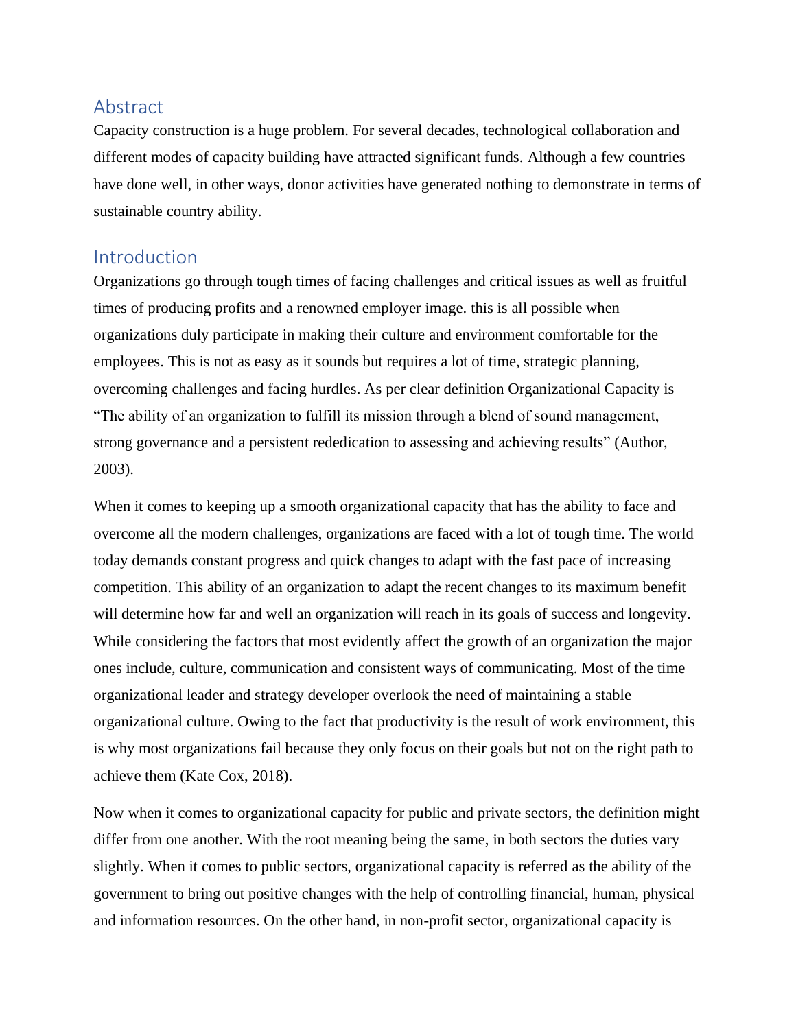## Abstract

Capacity construction is a huge problem. For several decades, technological collaboration and different modes of capacity building have attracted significant funds. Although a few countries have done well, in other ways, donor activities have generated nothing to demonstrate in terms of sustainable country ability.

## Introduction

Organizations go through tough times of facing challenges and critical issues as well as fruitful times of producing profits and a renowned employer image. this is all possible when organizations duly participate in making their culture and environment comfortable for the employees. This is not as easy as it sounds but requires a lot of time, strategic planning, overcoming challenges and facing hurdles. As per clear definition Organizational Capacity is "The ability of an organization to fulfill its mission through a blend of sound management, strong governance and a persistent rededication to assessing and achieving results" (Author, 2003).

When it comes to keeping up a smooth organizational capacity that has the ability to face and overcome all the modern challenges, organizations are faced with a lot of tough time. The world today demands constant progress and quick changes to adapt with the fast pace of increasing competition. This ability of an organization to adapt the recent changes to its maximum benefit will determine how far and well an organization will reach in its goals of success and longevity. While considering the factors that most evidently affect the growth of an organization the major ones include, culture, communication and consistent ways of communicating. Most of the time organizational leader and strategy developer overlook the need of maintaining a stable organizational culture. Owing to the fact that productivity is the result of work environment, this is why most organizations fail because they only focus on their goals but not on the right path to achieve them (Kate Cox, 2018).

Now when it comes to organizational capacity for public and private sectors, the definition might differ from one another. With the root meaning being the same, in both sectors the duties vary slightly. When it comes to public sectors, organizational capacity is referred as the ability of the government to bring out positive changes with the help of controlling financial, human, physical and information resources. On the other hand, in non-profit sector, organizational capacity is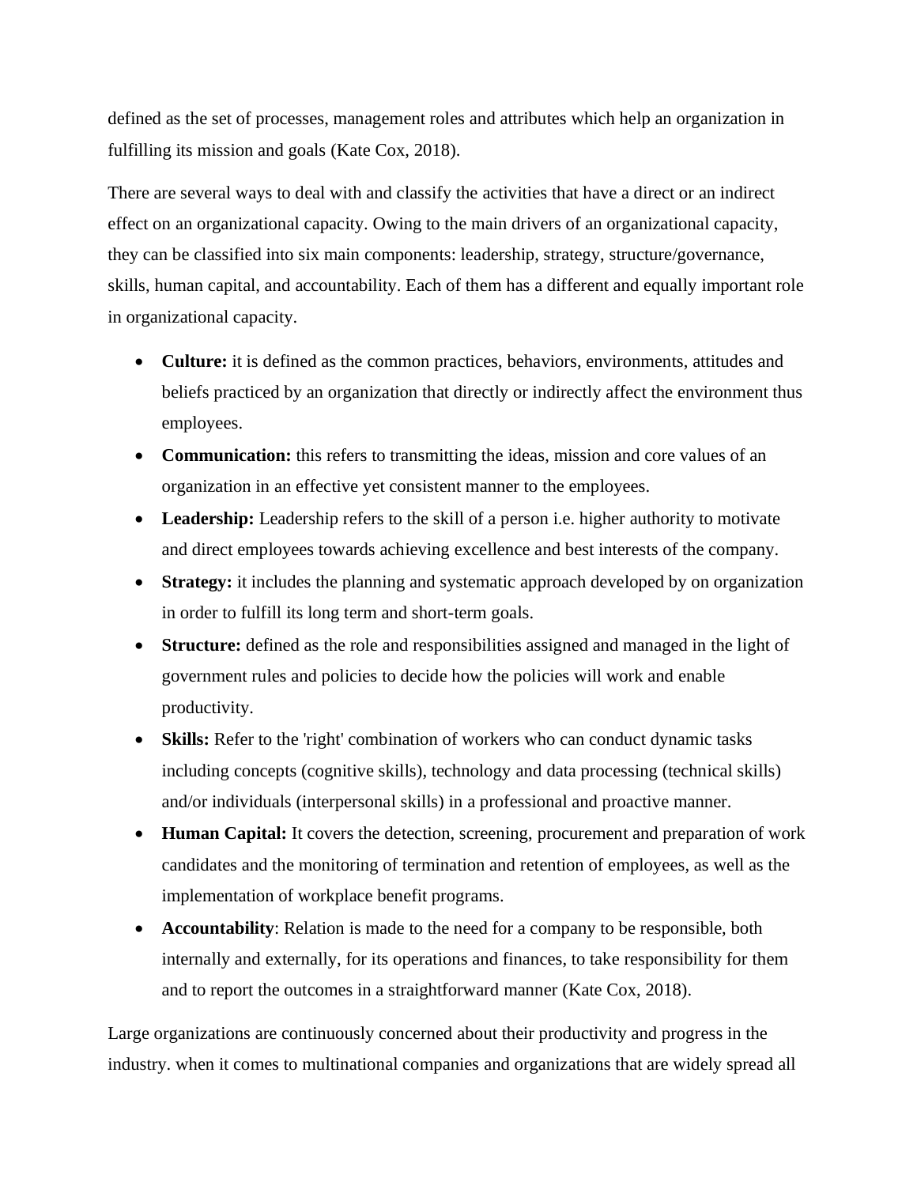defined as the set of processes, management roles and attributes which help an organization in fulfilling its mission and goals (Kate Cox, 2018).

There are several ways to deal with and classify the activities that have a direct or an indirect effect on an organizational capacity. Owing to the main drivers of an organizational capacity, they can be classified into six main components: leadership, strategy, structure/governance, skills, human capital, and accountability. Each of them has a different and equally important role in organizational capacity.

- **Culture:** it is defined as the common practices, behaviors, environments, attitudes and beliefs practiced by an organization that directly or indirectly affect the environment thus employees.
- **Communication:** this refers to transmitting the ideas, mission and core values of an organization in an effective yet consistent manner to the employees.
- **Leadership:** Leadership refers to the skill of a person i.e. higher authority to motivate and direct employees towards achieving excellence and best interests of the company.
- **Strategy:** it includes the planning and systematic approach developed by on organization in order to fulfill its long term and short-term goals.
- **Structure:** defined as the role and responsibilities assigned and managed in the light of government rules and policies to decide how the policies will work and enable productivity.
- **Skills:** Refer to the 'right' combination of workers who can conduct dynamic tasks including concepts (cognitive skills), technology and data processing (technical skills) and/or individuals (interpersonal skills) in a professional and proactive manner.
- **Human Capital:** It covers the detection, screening, procurement and preparation of work candidates and the monitoring of termination and retention of employees, as well as the implementation of workplace benefit programs.
- **Accountability**: Relation is made to the need for a company to be responsible, both internally and externally, for its operations and finances, to take responsibility for them and to report the outcomes in a straightforward manner (Kate Cox, 2018).

Large organizations are continuously concerned about their productivity and progress in the industry. when it comes to multinational companies and organizations that are widely spread all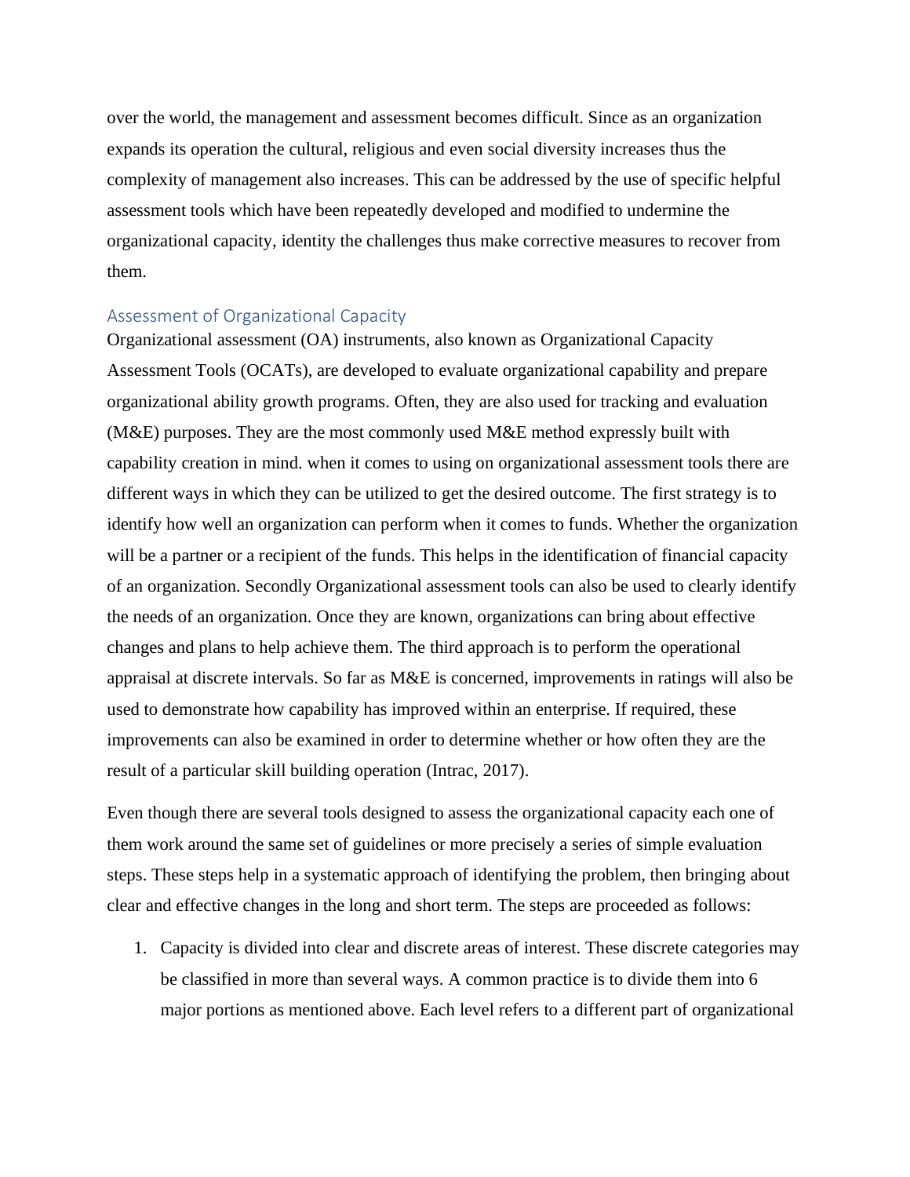over the world, the management and assessment becomes difficult. Since as an organization expands its operation the cultural, religious and even social diversity increases thus the complexity of management also increases. This can be addressed by the use of specific helpful assessment tools which have been repeatedly developed and modified to undermine the organizational capacity, identity the challenges thus make corrective measures to recover from them.

## Assessment of Organizational Capacity

Organizational assessment (OA) instruments, also known as Organizational Capacity Assessment Tools (OCATs), are developed to evaluate organizational capability and prepare organizational ability growth programs. Often, they are also used for tracking and evaluation (M&E) purposes. They are the most commonly used M&E method expressly built with capability creation in mind. when it comes to using on organizational assessment tools there are different ways in which they can be utilized to get the desired outcome. The first strategy is to identify how well an organization can perform when it comes to funds. Whether the organization will be a partner or a recipient of the funds. This helps in the identification of financial capacity of an organization. Secondly Organizational assessment tools can also be used to clearly identify the needs of an organization. Once they are known, organizations can bring about effective changes and plans to help achieve them. The third approach is to perform the operational appraisal at discrete intervals. So far as M&E is concerned, improvements in ratings will also be used to demonstrate how capability has improved within an enterprise. If required, these improvements can also be examined in order to determine whether or how often they are the result of a particular skill building operation (Intrac, 2017).

Even though there are several tools designed to assess the organizational capacity each one of them work around the same set of guidelines or more precisely a series of simple evaluation steps. These steps help in a systematic approach of identifying the problem, then bringing about clear and effective changes in the long and short term. The steps are proceeded as follows:

1. Capacity is divided into clear and discrete areas of interest. These discrete categories may be classified in more than several ways. A common practice is to divide them into 6 major portions as mentioned above. Each level refers to a different part of organizational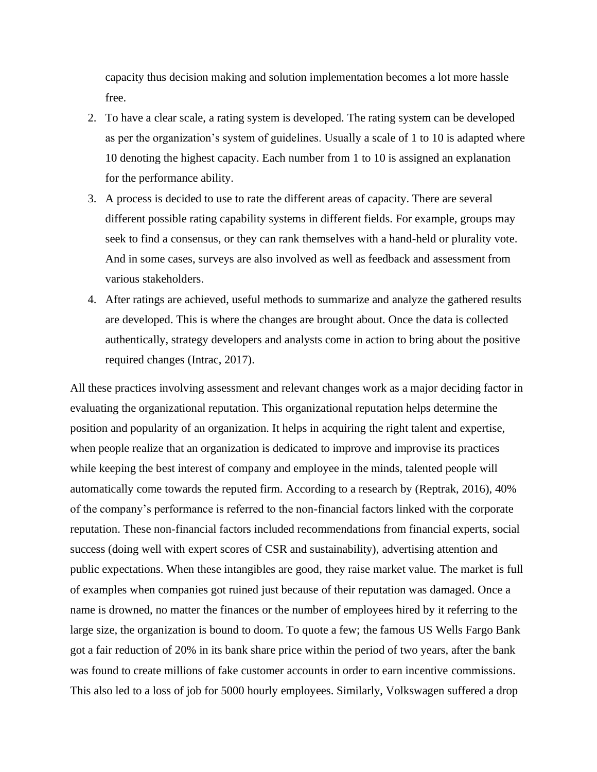capacity thus decision making and solution implementation becomes a lot more hassle free.

2. To have a clear scale, a rating system is developed. The rating system can be developed as per the organization's system of guidelines. Usually a scale of 1 to 10 is adapted where 10 denoting the highest capacity. Each number from 1 to 10 is assigned an explanation for the performance ability.
3. A process is decided to use to rate the different areas of capacity. There are several different possible rating capability systems in different fields. For example, groups may seek to find a consensus, or they can rank themselves with a hand-held or plurality vote. And in some cases, surveys are also involved as well as feedback and assessment from various stakeholders.
4. After ratings are achieved, useful methods to summarize and analyze the gathered results are developed. This is where the changes are brought about. Once the data is collected authentically, strategy developers and analysts come in action to bring about the positive required changes (Intrac, 2017).

All these practices involving assessment and relevant changes work as a major deciding factor in evaluating the organizational reputation. This organizational reputation helps determine the position and popularity of an organization. It helps in acquiring the right talent and expertise, when people realize that an organization is dedicated to improve and improvise its practices while keeping the best interest of company and employee in the minds, talented people will automatically come towards the reputed firm. According to a research by (Reptrak, 2016), 40% of the company's performance is referred to the non-financial factors linked with the corporate reputation. These non-financial factors included recommendations from financial experts, social success (doing well with expert scores of CSR and sustainability), advertising attention and public expectations. When these intangibles are good, they raise market value. The market is full of examples when companies got ruined just because of their reputation was damaged. Once a name is drowned, no matter the finances or the number of employees hired by it referring to the large size, the organization is bound to doom. To quote a few; the famous US Wells Fargo Bank got a fair reduction of 20% in its bank share price within the period of two years, after the bank was found to create millions of fake customer accounts in order to earn incentive commissions. This also led to a loss of job for 5000 hourly employees. Similarly, Volkswagen suffered a drop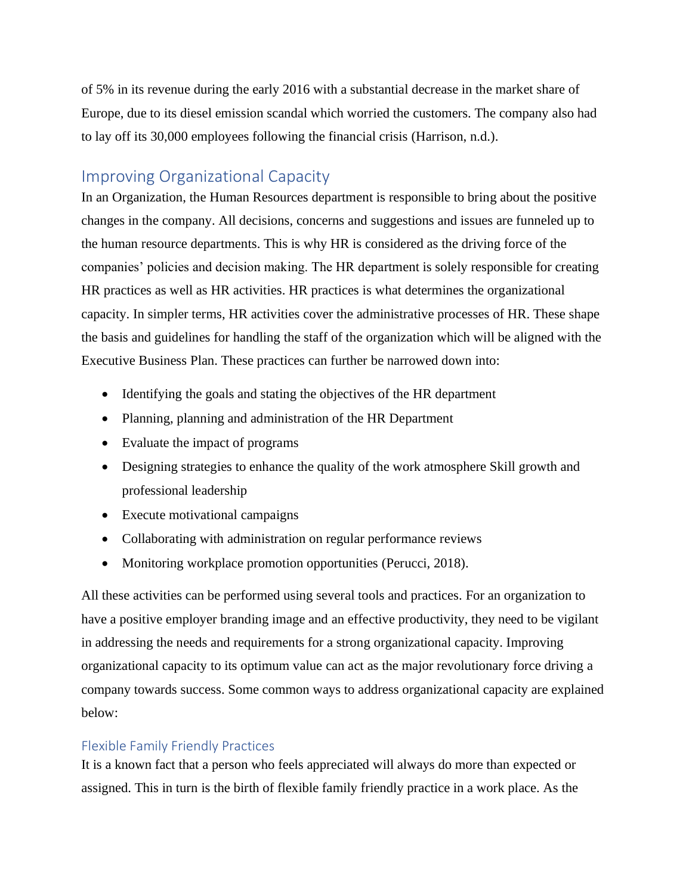of 5% in its revenue during the early 2016 with a substantial decrease in the market share of Europe, due to its diesel emission scandal which worried the customers. The company also had to lay off its 30,000 employees following the financial crisis (Harrison, n.d.).

## Improving Organizational Capacity

In an Organization, the Human Resources department is responsible to bring about the positive changes in the company. All decisions, concerns and suggestions and issues are funneled up to the human resource departments. This is why HR is considered as the driving force of the companies' policies and decision making. The HR department is solely responsible for creating HR practices as well as HR activities. HR practices is what determines the organizational capacity. In simpler terms, HR activities cover the administrative processes of HR. These shape the basis and guidelines for handling the staff of the organization which will be aligned with the Executive Business Plan. These practices can further be narrowed down into:

- Identifying the goals and stating the objectives of the HR department
- Planning, planning and administration of the HR Department
- Evaluate the impact of programs
- Designing strategies to enhance the quality of the work atmosphere Skill growth and professional leadership
- Execute motivational campaigns
- Collaborating with administration on regular performance reviews
- Monitoring workplace promotion opportunities (Perucci, 2018).

All these activities can be performed using several tools and practices. For an organization to have a positive employer branding image and an effective productivity, they need to be vigilant in addressing the needs and requirements for a strong organizational capacity. Improving organizational capacity to its optimum value can act as the major revolutionary force driving a company towards success. Some common ways to address organizational capacity are explained below:

### Flexible Family Friendly Practices

It is a known fact that a person who feels appreciated will always do more than expected or assigned. This in turn is the birth of flexible family friendly practice in a work place. As the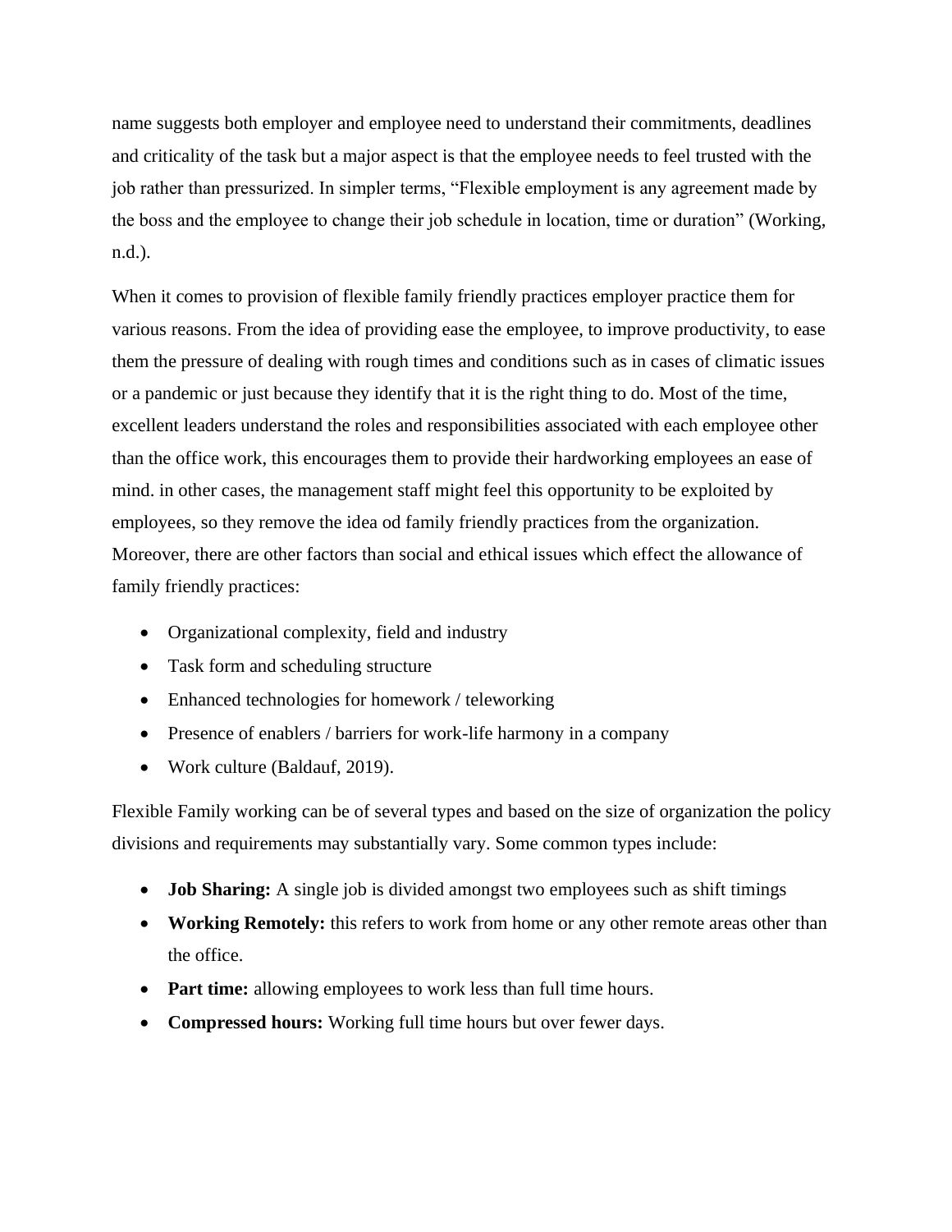name suggests both employer and employee need to understand their commitments, deadlines and criticality of the task but a major aspect is that the employee needs to feel trusted with the job rather than pressurized. In simpler terms, "Flexible employment is any agreement made by the boss and the employee to change their job schedule in location, time or duration" (Working, n.d.).

When it comes to provision of flexible family friendly practices employer practice them for various reasons. From the idea of providing ease the employee, to improve productivity, to ease them the pressure of dealing with rough times and conditions such as in cases of climatic issues or a pandemic or just because they identify that it is the right thing to do. Most of the time, excellent leaders understand the roles and responsibilities associated with each employee other than the office work, this encourages them to provide their hardworking employees an ease of mind. in other cases, the management staff might feel this opportunity to be exploited by employees, so they remove the idea od family friendly practices from the organization. Moreover, there are other factors than social and ethical issues which effect the allowance of family friendly practices:

- Organizational complexity, field and industry
- Task form and scheduling structure
- Enhanced technologies for homework / teleworking
- Presence of enablers / barriers for work-life harmony in a company
- Work culture (Baldauf, 2019).

Flexible Family working can be of several types and based on the size of organization the policy divisions and requirements may substantially vary. Some common types include:

- **Job Sharing:** A single job is divided amongst two employees such as shift timings
- **Working Remotely:** this refers to work from home or any other remote areas other than the office.
- **Part time:** allowing employees to work less than full time hours.
- **Compressed hours:** Working full time hours but over fewer days.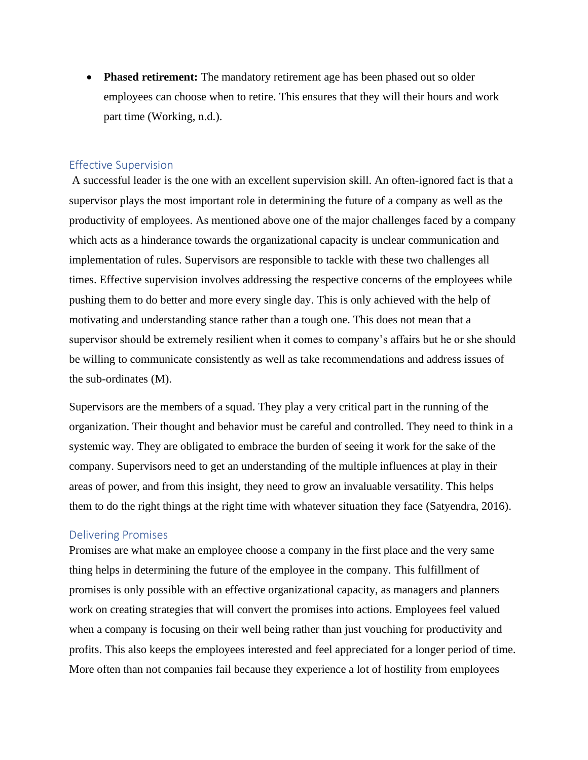- **Phased retirement:** The mandatory retirement age has been phased out so older employees can choose when to retire. This ensures that they will their hours and work part time (Working, n.d.).

## Effective Supervision

A successful leader is the one with an excellent supervision skill. An often-ignored fact is that a supervisor plays the most important role in determining the future of a company as well as the productivity of employees. As mentioned above one of the major challenges faced by a company which acts as a hinderance towards the organizational capacity is unclear communication and implementation of rules. Supervisors are responsible to tackle with these two challenges all times. Effective supervision involves addressing the respective concerns of the employees while pushing them to do better and more every single day. This is only achieved with the help of motivating and understanding stance rather than a tough one. This does not mean that a supervisor should be extremely resilient when it comes to company's affairs but he or she should be willing to communicate consistently as well as take recommendations and address issues of the sub-ordinates (M).

Supervisors are the members of a squad. They play a very critical part in the running of the organization. Their thought and behavior must be careful and controlled. They need to think in a systemic way. They are obligated to embrace the burden of seeing it work for the sake of the company. Supervisors need to get an understanding of the multiple influences at play in their areas of power, and from this insight, they need to grow an invaluable versatility. This helps them to do the right things at the right time with whatever situation they face (Satyendra, 2016).

## Delivering Promises

Promises are what make an employee choose a company in the first place and the very same thing helps in determining the future of the employee in the company. This fulfillment of promises is only possible with an effective organizational capacity, as managers and planners work on creating strategies that will convert the promises into actions. Employees feel valued when a company is focusing on their well being rather than just vouching for productivity and profits. This also keeps the employees interested and feel appreciated for a longer period of time. More often than not companies fail because they experience a lot of hostility from employees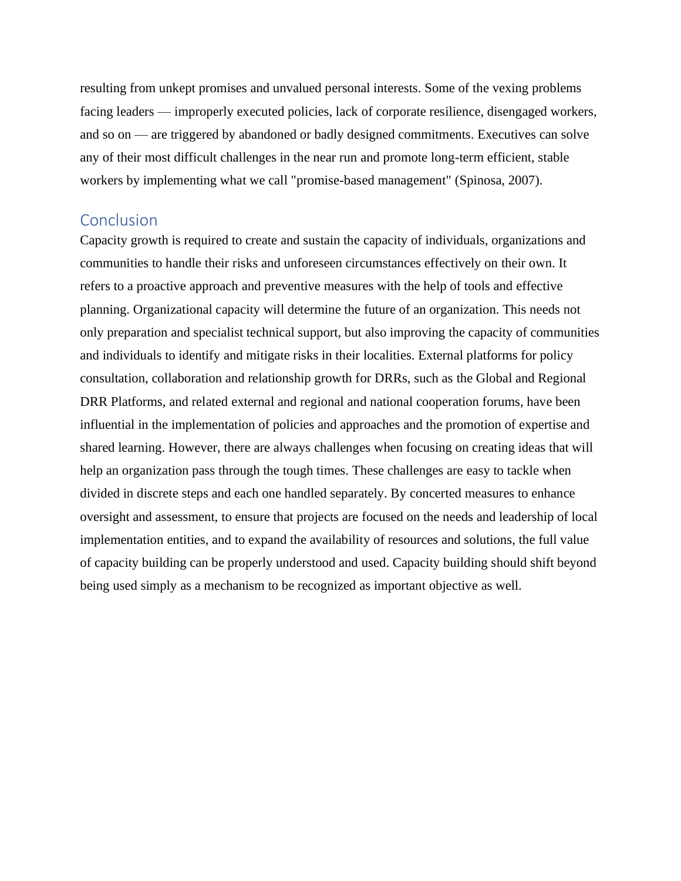resulting from unkept promises and unvalued personal interests. Some of the vexing problems facing leaders — improperly executed policies, lack of corporate resilience, disengaged workers, and so on — are triggered by abandoned or badly designed commitments. Executives can solve any of their most difficult challenges in the near run and promote long-term efficient, stable workers by implementing what we call "promise-based management" (Spinosa, 2007).

## Conclusion

Capacity growth is required to create and sustain the capacity of individuals, organizations and communities to handle their risks and unforeseen circumstances effectively on their own. It refers to a proactive approach and preventive measures with the help of tools and effective planning. Organizational capacity will determine the future of an organization. This needs not only preparation and specialist technical support, but also improving the capacity of communities and individuals to identify and mitigate risks in their localities. External platforms for policy consultation, collaboration and relationship growth for DRRs, such as the Global and Regional DRR Platforms, and related external and regional and national cooperation forums, have been influential in the implementation of policies and approaches and the promotion of expertise and shared learning. However, there are always challenges when focusing on creating ideas that will help an organization pass through the tough times. These challenges are easy to tackle when divided in discrete steps and each one handled separately. By concerted measures to enhance oversight and assessment, to ensure that projects are focused on the needs and leadership of local implementation entities, and to expand the availability of resources and solutions, the full value of capacity building can be properly understood and used. Capacity building should shift beyond being used simply as a mechanism to be recognized as important objective as well.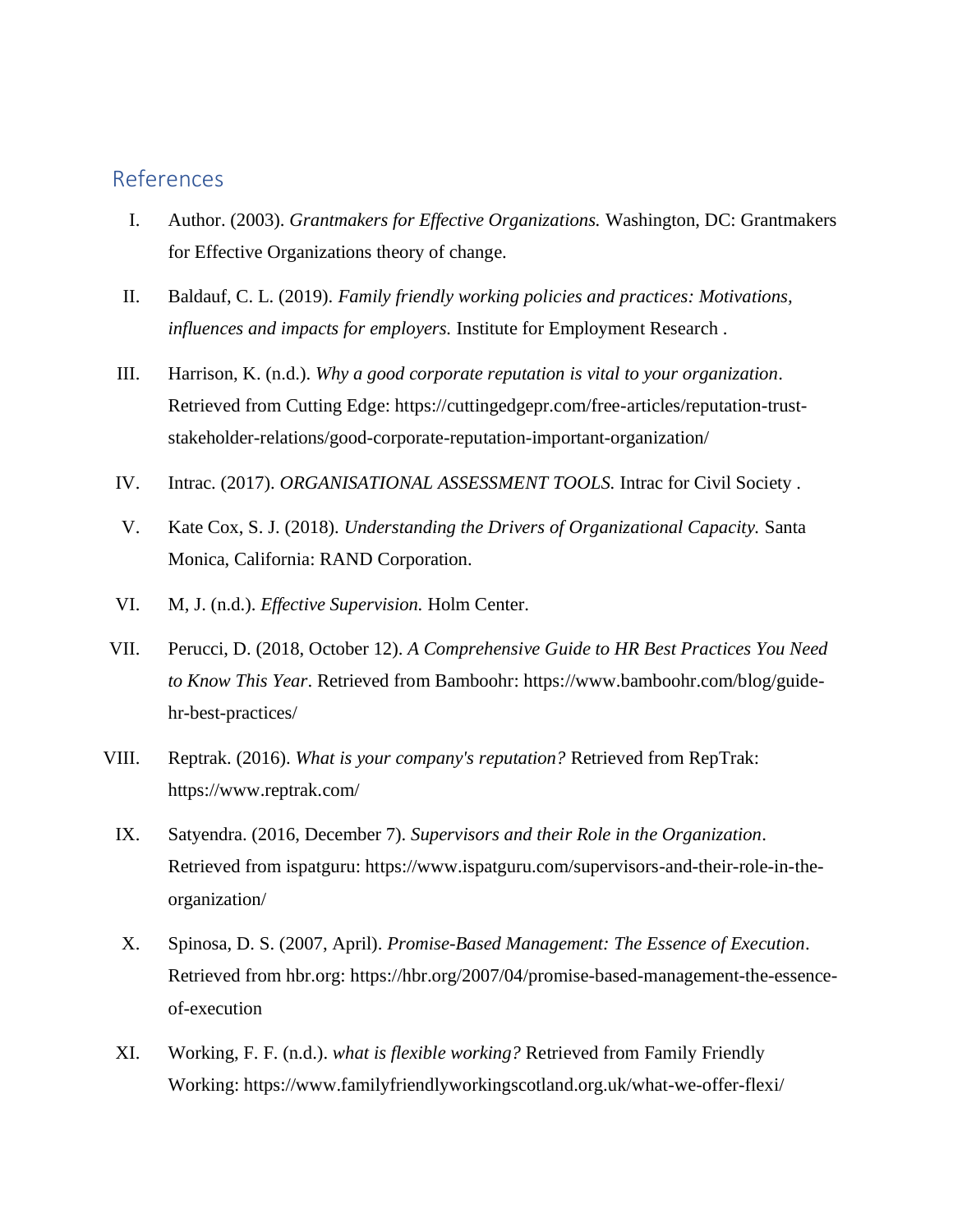## References

I. Author. (2003). *Grantmakers for Effective Organizations.* Washington, DC: Grantmakers for Effective Organizations theory of change.

II. Baldauf, C. L. (2019). *Family friendly working policies and practices: Motivations, influences and impacts for employers.* Institute for Employment Research .

III. Harrison, K. (n.d.). *Why a good corporate reputation is vital to your organization*. Retrieved from Cutting Edge: https://cuttingedgepr.com/free-articles/reputation-trust-stakeholder-relations/good-corporate-reputation-important-organization/

IV. Intrac. (2017). *ORGANISATIONAL ASSESSMENT TOOLS.* Intrac for Civil Society .

V. Kate Cox, S. J. (2018). *Understanding the Drivers of Organizational Capacity.* Santa Monica, California: RAND Corporation.

VI. M, J. (n.d.). *Effective Supervision.* Holm Center.

VII. Perucci, D. (2018, October 12). *A Comprehensive Guide to HR Best Practices You Need to Know This Year*. Retrieved from Bamboohr: https://www.bamboohr.com/blog/guide-hr-best-practices/

VIII. Reptrak. (2016). *What is your company's reputation?* Retrieved from RepTrak: https://www.reptrak.com/

IX. Satyendra. (2016, December 7). *Supervisors and their Role in the Organization*. Retrieved from ispatguru: https://www.ispatguru.com/supervisors-and-their-role-in-the-organization/

X. Spinosa, D. S. (2007, April). *Promise-Based Management: The Essence of Execution*. Retrieved from hbr.org: https://hbr.org/2007/04/promise-based-management-the-essence-of-execution

XI. Working, F. F. (n.d.). *what is flexible working?* Retrieved from Family Friendly Working: https://www.familyfriendlyworkingscotland.org.uk/what-we-offer-flexi/